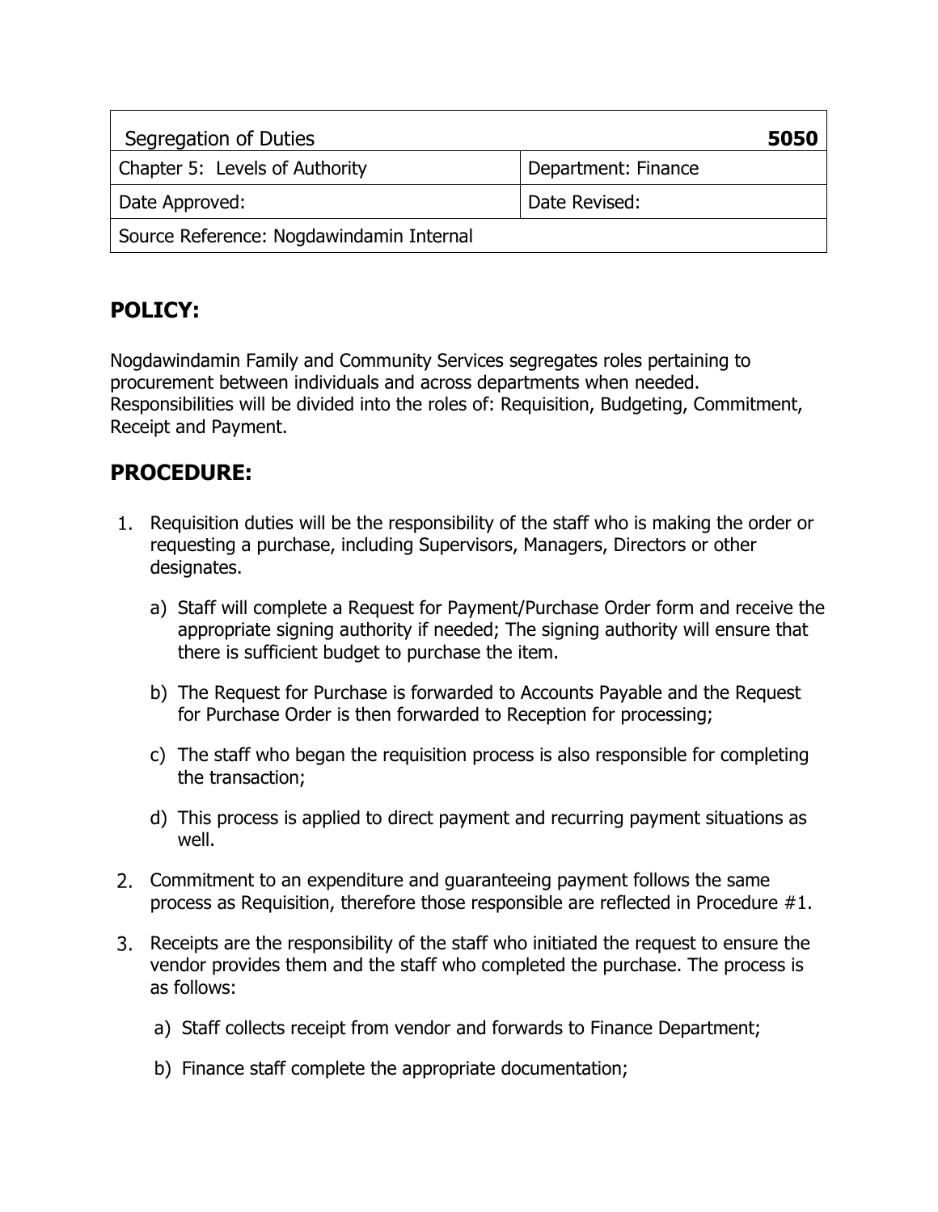| Segregation of Duties | **5050** |
|---|---|
| Chapter 5: Levels of Authority | Department: Finance |
| Date Approved: | Date Revised: |
| Source Reference: Nogdawindamin Internal | |

## POLICY:

Nogdawindamin Family and Community Services segregates roles pertaining to procurement between individuals and across departments when needed. Responsibilities will be divided into the roles of: Requisition, Budgeting, Commitment, Receipt and Payment.

## PROCEDURE:

1. Requisition duties will be the responsibility of the staff who is making the order or requesting a purchase, including Supervisors, Managers, Directors or other designates.

   a) Staff will complete a Request for Payment/Purchase Order form and receive the appropriate signing authority if needed; The signing authority will ensure that there is sufficient budget to purchase the item.

   b) The Request for Purchase is forwarded to Accounts Payable and the Request for Purchase Order is then forwarded to Reception for processing;

   c) The staff who began the requisition process is also responsible for completing the transaction;

   d) This process is applied to direct payment and recurring payment situations as well.

2. Commitment to an expenditure and guaranteeing payment follows the same process as Requisition, therefore those responsible are reflected in Procedure #1.

3. Receipts are the responsibility of the staff who initiated the request to ensure the vendor provides them and the staff who completed the purchase. The process is as follows:

   a) Staff collects receipt from vendor and forwards to Finance Department;

   b) Finance staff complete the appropriate documentation;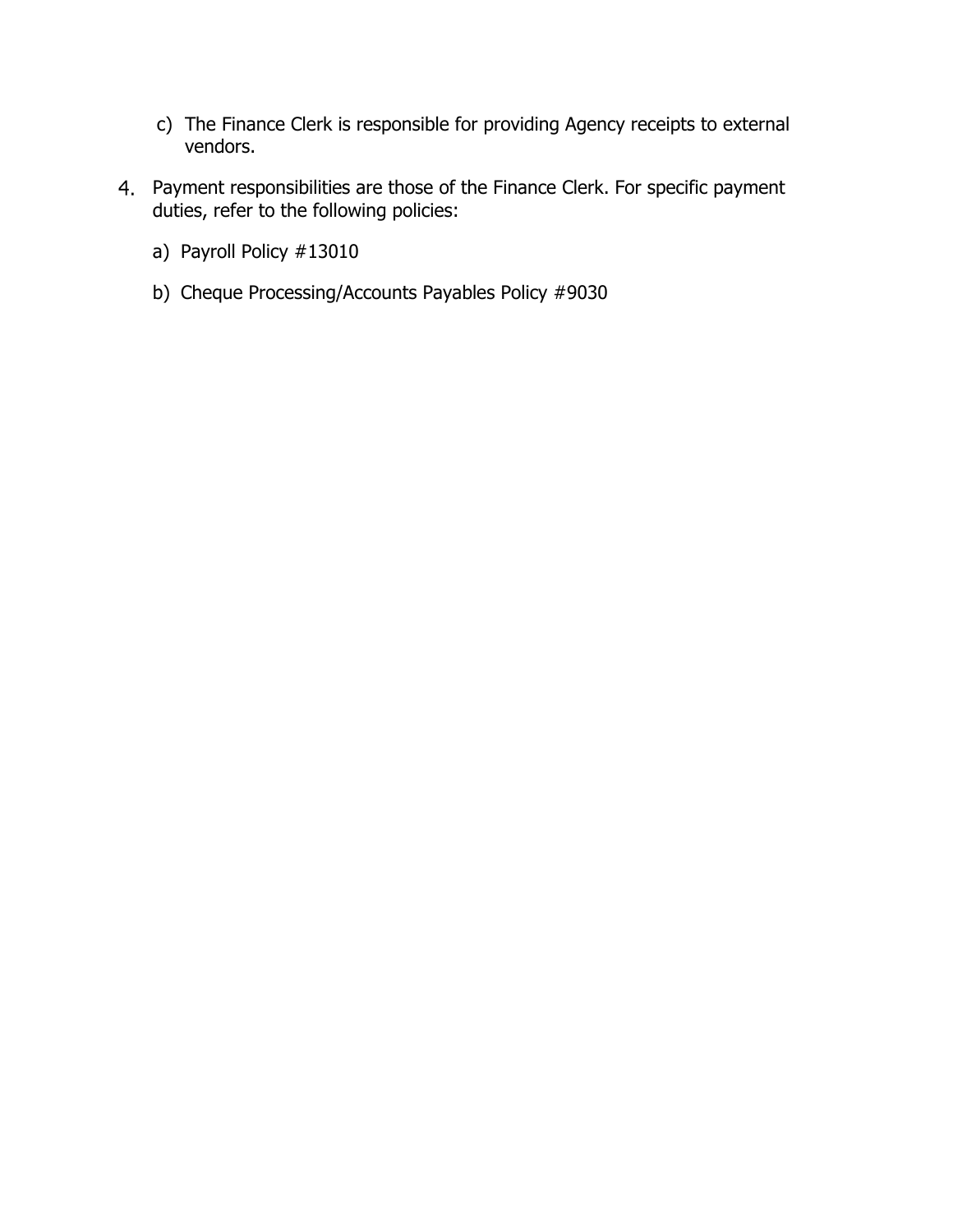c) The Finance Clerk is responsible for providing Agency receipts to external vendors.

4. Payment responsibilities are those of the Finance Clerk. For specific payment duties, refer to the following policies:

    a) Payroll Policy #13010

    b) Cheque Processing/Accounts Payables Policy #9030